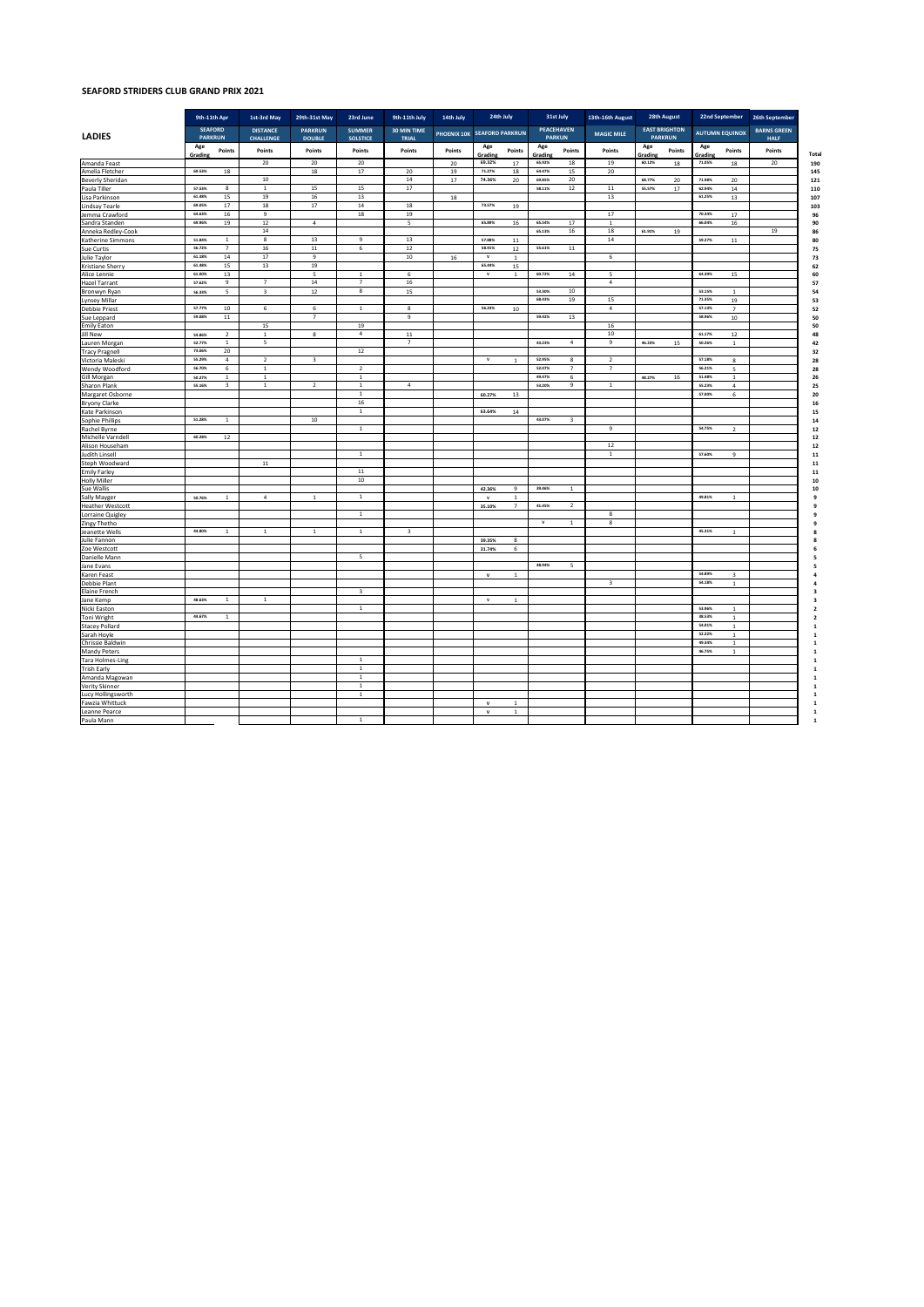# SEAFORD STRIDERS CLUB GRAND PRIX 2021

| LADIES | 9th-11th Apr | | 1st-3rd May | 29th-31st May | 23rd June | 9th-11th July | 14th July | 24th July | | 31st July | | 13th-16th August | 28th August | | 22nd September | | 26th September | |
|---|---|---|---|---|---|---|---|---|---|---|---|---|---|---|---|---|---|---|
| | SEAFORD PARKRUN | | DISTANCE CHALLENGE | PARKRUN DOUBLE | SUMMER SOLSTICE | 30 MIN TIME TRIAL | PHOENIX 10K | SEAFORD PARKRUN | | PEACEHAVEN PARKRUN | | MAGIC MILE | EAST BRIGHTON PARKRUN | | AUTUMN EQUINOX | | BARNS GREEN HALF | |
| | Age Grading | Points | Points | Points | Points | Points | Points | Age Grading | Points | Age Grading | Points | Points | Age Grading | Points | Age Grading | Points | Points | Total |
| Amanda Feast | | | 20 | 20 | 20 | | 20 | 69.32% | 17 | 65.92% | 18 | 19 | 60.12% | 18 | 71.85% | 18 | 20 | 190 |
| Amelia Fletcher | 69.53% | 18 | | 18 | 17 | 20 | 19 | 71.27% | 18 | 64.07% | 15 | 20 | | | | | | 145 |
| Beverly Sheridan | | | 10 | | | 14 | 17 | 74.36% | 20 | 69.85% | 20 | | 68.77% | 20 | 71.88% | 20 | | 121 |
| Paula Tiller | 57.53% | 8 | 1 | 15 | 15 | 17 | | | | 58.11% | 12 | 11 | 55.57% | 17 | 62.94% | 14 | | 110 |
| Lisa Parkinson | 61.48% | 15 | 19 | 16 | 13 | | 18 | | | | | 13 | | | 61.25% | 13 | | 107 |
| Lindsay Tearle | 68.05% | 17 | 18 | 17 | 14 | 18 | | 73.57% | 19 | | | | | | | | | 103 |
| Jemma Crawford | 64.63% | 16 | 9 | | 18 | 19 | | | | | | 17 | | | 70.34% | 17 | | 96 |
| Sandra Standen | 68.96% | 19 | 12 | 4 | | 5 | | 65.89% | 16 | 65.54% | 17 | 1 | | | 66.03% | 16 | | 90 |
| Anneka Redley-Cook | | | 14 | | | | | | | 65.13% | 16 | 18 | 61.91% | 19 | | | 19 | 86 |
| Katherine Simmons | 51.84% | 1 | 8 | 13 | 9 | 13 | | 57.88% | 11 | | | 14 | | | 59.27% | 11 | | 80 |
| Sue Curtis | 56.72% | 7 | 16 | 11 | 6 | 12 | | 58.91% | 12 | 55.61% | 11 | | | | | | | 75 |
| Julie Taylor | 61.18% | 14 | 17 | 9 | | 10 | 16 | v | 1 | | | 6 | | | | | | 73 |
| Kristiane Sherry | 61.48% | 15 | 13 | 19 | | | | 65.44% | 15 | | | | | | | | | 62 |
| Alice Lennie | 61.83% | 13 | | 5 | 1 | 6 | | v | 1 | 60.72% | 14 | 5 | | | 64.39% | 15 | | 60 |
| Hazel Tarrant | 57.62% | 9 | 7 | 14 | 7 | 16 | | | | | | 4 | | | | | | 57 |
| Bronwyn Ryan | 56.33% | 5 | 3 | 12 | 8 | 15 | | | | 53.30% | 10 | | | | 53.15% | 1 | | 54 |
| Lynsey Millar | | | | | | | | | | 68.43% | 19 | 15 | | | 71.35% | 19 | | 53 |
| Debbie Priest | 57.77% | 10 | 6 | 6 | 1 | 8 | | 56.24% | 10 | | | 4 | | | 57.13% | 7 | | 52 |
| Sue Leppard | 59.80% | 11 | | 7 | | 9 | | | | 59.42% | 13 | | | | 60.96% | 10 | | 50 |
| Emily Eaton | | | 15 | | 19 | | | | | | | 16 | | | | | | 50 |
| Jill New | 54.86% | 2 | 1 | 8 | 4 | 11 | | | | | | 10 | | | 61.17% | 12 | | 48 |
| Lauren Morgan | 52.77% | 1 | 5 | | | 7 | | | | 43.23% | 4 | 9 | 46.23% | 15 | 50.26% | 1 | | 42 |
| Tracy Pragnell | 73.86% | 20 | | | 12 | | | | | | | | | | | | | 32 |
| Victoria Maleski | 55.29% | 4 | 2 | 3 | | | | v | 1 | 52.95% | 8 | 2 | | | 57.18% | 8 | | 28 |
| Wendy Woodford | 56.70% | 6 | 1 | | 2 | | | | | 52.07% | 7 | 7 | | | 56.21% | 5 | | 28 |
| Gill Morgan | 50.27% | 1 | 1 | | 1 | | | | | 49.47% | 6 | | 48.27% | 16 | 51.48% | 1 | | 26 |
| Sharon Plank | 55.16% | 3 | 1 | 2 | 1 | 4 | | | | 53.20% | 9 | 1 | | | 55.23% | 4 | | 25 |
| Margaret Osborne | | | | | 1 | | | 60.27% | 13 | | | | | | 57.03% | 6 | | 20 |
| Bryony Clarke | | | | | 16 | | | | | | | | | | | | | 16 |
| Kate Parkinson | | | | | 1 | | | 63.64% | 14 | | | | | | | | | 15 |
| Sophie Phillips | 51.28% | 1 | | 10 | | | | | | 43.07% | 3 | | | | | | | 14 |
| Rachel Byrne | | | | | 1 | | | | | | | 9 | | | 54.75% | 2 | | 12 |
| Michelle Varndell | 60.20% | 12 | | | | | | | | | | | | | | | | 12 |
| Alison Househam | | | | | | | | | | | | 12 | | | | | | 12 |
| Judith Linsell | | | | | 1 | | | | | | | 1 | | | 57.63% | 9 | | 11 |
| Steph Woodward | | | 11 | | | | | | | | | | | | | | | 11 |
| Emily Farley | | | | | 11 | | | | | | | | | | | | | 11 |
| Holly Miller | | | | | 10 | | | | | | | | | | | | | 10 |
| Sue Wallis | | | | | | | | 42.36% | 9 | 39.46% | 1 | | | | | | | 10 |
| Sally Mayger | 50.76% | 1 | 4 | 1 | 1 | | | v | 1 | | | | | | 49.81% | 1 | | 9 |
| Heather Westcott | | | | | | | | 35.10% | 7 | 41.45% | 2 | | | | | | | 9 |
| Lorraine Quigley | | | | | 1 | | | | | | | 8 | | | | | | 9 |
| Zingy Thetho | | | | | | | | | | v | 1 | 8 | | | | | | 9 |
| Jeanette Wells | 49.80% | 1 | 1 | 1 | 1 | 3 | | | | | | | | | 45.31% | 1 | | 8 |
| Julie Fannon | | | | | | | | 39.35% | 8 | | | | | | | | | 8 |
| Zoe Westcott | | | | | | | | 31.74% | 6 | | | | | | | | | 6 |
| Danielle Mann | | | | | 5 | | | | | | | | | | | | | 5 |
| Jane Evans | | | | | | | | | | 48.94% | 5 | | | | | | | 5 |
| Karen Feast | | | | | | | | v | 1 | | | | | | 54.89% | 3 | | 4 |
| Debbie Plant | | | | | | | | | | | | 3 | | | 54.18% | 1 | | 4 |
| Elaine French | | | | | 3 | | | | | | | | | | | | | 3 |
| Jane Kemp | 48.61% | 1 | 1 | | | | | v | 1 | | | | | | | | | 3 |
| Nicki Easton | | | | | 1 | | | | | | | | | | 53.96% | 1 | | 2 |
| Toni Wright | 49.67% | 1 | | | | | | | | | | | | | 38.53% | 1 | | 2 |
| Stacey Pollard | | | | | | | | | | | | | | | 54.01% | 1 | | 1 |
| Sarah Hoyle | | | | | | | | | | | | | | | 52.22% | 1 | | 1 |
| Chrissie Baldwin | | | | | | | | | | | | | | | 49.34% | 1 | | 1 |
| Mandy Peters | | | | | | | | | | | | | | | 46.75% | 1 | | 1 |
| Tara Holmes-Ling | | | | | 1 | | | | | | | | | | | | | 1 |
| Trish Early | | | | | 1 | | | | | | | | | | | | | 1 |
| Amanda Magowan | | | | | 1 | | | | | | | | | | | | | 1 |
| Verity Skinner | | | | | 1 | | | | | | | | | | | | | 1 |
| Lucy Hollingsworth | | | | | 1 | | | | | | | | | | | | | 1 |
| Fawzia Whittuck | | | | | | | | v | 1 | | | | | | | | | 1 |
| Leanne Pearce | | | | | | | | v | 1 | | | | | | | | | 1 |
| Paula Mann | | | | | 1 | | | | | | | | | | | | | 1 |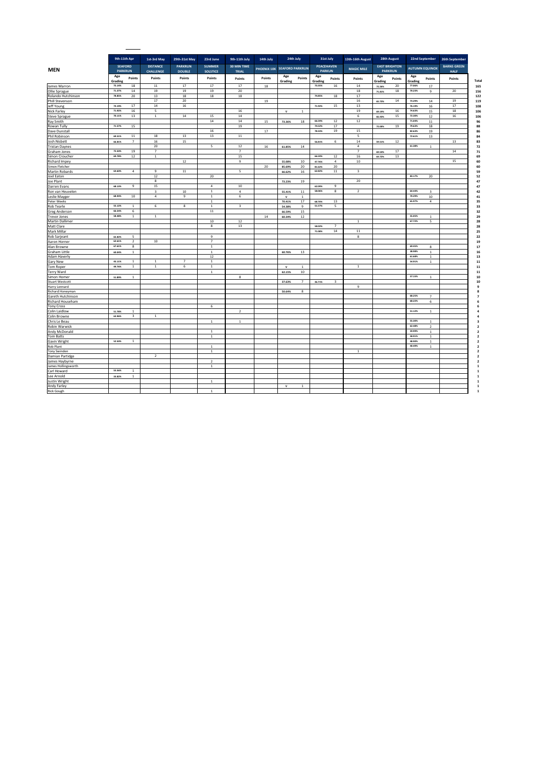| MEN | 9th-11th Apr | | 1st-3rd May | 29th-31st May | 23rd June | 9th-11th July | 14th July | 24th July | | 31st July | | 13th-16th August | 28th August | | 22nd September | | 26th September | |
|---|---|---|---|---|---|---|---|---|---|---|---|---|---|---|---|---|---|---|
| | SEAFORD PARKRUN | | DISTANCE CHALLENGE | PARKRUN DOUBLE | SUMMER SOLSTICE | 30 MIN TIME TRIAL | PHOENIX 10K | SEAFORD PARKRUN | | PEACEHAVEN PARKRUN | | MAGIC MILE | EAST BRIGHTON PARKRUN | | AUTUMN EQUINOX | | BARNS GREEN HALF | |
| | Age Grading | Points | Points | Points | Points | Points | Points | Age Grading | Points | Age Grading | Points | Points | Age Grading | Points | Age Grading | Points | Points | Total |
| James Marron | 75.14% | 18 | 11 | 17 | 17 | 17 | 18 | | | 73.55% | 16 | 14 | 72.26% | 20 | 77.06% | 17 | | 165 |
| Ollie Sprague | 71.87% | 14 | 19 | 19 | 19 | 20 | | | | | | 18 | 71.81% | 18 | 70.23% | 9 | 20 | 156 |
| Rolando Hutchinson | 78.85% | 20 | 13 | 18 | 18 | 18 | | | | 74.85% | 18 | 17 | | | | | | 122 |
| Phill Stevenson | | | 17 | 20 | | | 19 | | | | | 16 | 65.73% | 14 | 73.29% | 14 | 19 | 119 |
| Jeff Young | 74.19% | 17 | 14 | 16 | | | | | | 71.92% | 15 | 13 | | | 76.19% | 16 | 17 | 108 |
| Nick Farley | 71.92% | 16 | 5 | | | 16 | | v | 1 | | | 19 | 69.19% | 16 | 74.63% | 15 | 18 | 106 |
| Steve Sprague | 70.51% | 13 | 1 | 14 | 15 | 14 | | | | | | 6 | 66.48% | 15 | 72.30% | 12 | 16 | 106 |
| Ray Smith | | | | | 14 | 14 | 15 | 73.36% | 18 | 66.59% | 12 | 12 | | | 71.04% | 11 | | 96 |
| Rowan Tully | 71.57% | 15 | | | | 19 | | | | 79.53% | 17 | | 72.08% | 19 | 79.63% | 18 | | 88 |
| Dave Dunstall | | | | | 16 | | 17 | | | 78.33% | 19 | 15 | | | 82.63% | 19 | | 86 |
| Phil Robinson | 69.91% | 11 | 18 | 13 | 13 | 11 | | | | | | 5 | | | 72.61% | 13 | | 84 |
| Josh Nisbett | 66.81% | 7 | 16 | 15 | | | | | | 56.93% | 6 | 14 | 59.51% | 12 | | | 13 | 83 |
| Tristan Daynes | | | 20 | | 5 | 12 | 16 | 61.85% | 14 | | | 4 | | | 61.38% | 1 | | 72 |
| Graham Jones | 75.50% | 19 | 7 | | | 7 | | | | | | 7 | 69.54% | 17 | | | 14 | 71 |
| Simon Croucher | 69.76% | 12 | 1 | | | 15 | | | | 66.59% | 12 | 16 | 64.72% | 13 | | | | 69 |
| Richard Impey | | | | 12 | | 9 | | 55.08% | 10 | 47.76% | 4 | 10 | | | | | 15 | 60 |
| Simon Fletcher | | | | | | | 20 | 85.69% | 20 | 81.62% | 20 | | | | | | | 60 |
| Martin Robards | 64.60% | 4 | 9 | 11 | | 5 | | 66.62% | 16 | 62.82% | 11 | 3 | | | | | | 59 |
| Joel Eaton | | | 12 | | 20 | | | | | | | | | | 83.17% | 20 | | 52 |
| Joe Plant | | | 8 | | | | | 73.23% | 19 | | | 20 | | | | | | 47 |
| Darren Evans | 68.33% | 9 | 15 | | 4 | 10 | | | | 62.09% | 9 | | | | | | | 47 |
| Ron van Heuvelen | | | 3 | 10 | 1 | 4 | | 55.41% | 11 | 58.06% | 8 | 2 | | | 64.44% | 3 | | 42 |
| Leslie Mayger | 68.94% | 10 | 4 | 9 | 1 | 6 | | v | 1 | | | | | | 70.29% | 10 | | 41 |
| Peter Weeks | | | | | 1 | | | 70.41% | 17 | 68.70% | 13 | | | | 65.97% | 4 | | 35 |
| Rob Tearle | 59.12% | 1 | 6 | 8 | 1 | 3 | | 54.38% | 9 | 55.57% | 5 | | | | | | | 33 |
| Greg Anderson | 66.54% | 6 | | | 11 | | | 66.59% | 15 | | | | | | | | | 32 |
| Trevor Jones | 58.40% | 1 | 1 | | | | 14 | 60.34% | 12 | | | | | | 55.05% | 1 | | 29 |
| Martin Dallimer | | | | | 10 | 12 | | | | | | 1 | | | 67.72% | 5 | | 28 |
| Matt Clare | | | | | 8 | 13 | | | | 58.03% | 7 | | | | | | | 28 |
| Mark Millar | | | | | | | | | | 71.08% | 14 | 11 | | | | | | 25 |
| Rob Sarjeant | 65.83% | 5 | | | 9 | | | | | | | 8 | | | | | | 22 |
| Aaron Horner | 62.61% | 2 | 10 | | 7 | | | | | | | | | | | | | 19 |
| Alan Browne | 67.61% | 8 | | | 1 | | | | | | | | | | 69.45% | 8 | | 17 |
| Graham Little | 60.04% | 1 | | | 1 | | | 60.76% | 13 | | | | | | 48.98% | 1 | | 16 |
| Adam Haverly | | | | | 12 | | | | | | | | | | 61.68% | 1 | | 13 |
| Gary New | 45.11% | 1 | 1 | 7 | 1 | | | | | | | | | | 54.91% | 1 | | 11 |
| Tom Roper | 49.76% | 1 | 1 | 6 | 1 | | | v | 1 | | | 1 | | | | | | 11 |
| Terry Ward | | | | | 1 | | | 62.15% | 10 | | | | | | | | | 11 |
| Simon Homer | 51.89% | 1 | | | | 8 | | | | | | | | | 57.15% | 1 | | 10 |
| Stuart Westcott | | | | | | | | 37.63% | 7 | 36.71% | 3 | | | | | | | 10 |
| Harry Lennard | | | | | | | | | | | | 9 | | | | | | 9 |
| Richard Honeyman | | | | | | | | 50.64% | 8 | | | | | | | | | 8 |
| Gareth Hutchinson | | | | | | | | | | | | | | | 68.25% | 7 | | 7 |
| Richard Househam | | | | | | | | | | | | | | | 68.22% | 6 | | 6 |
| Tony Cross | | | | | 6 | | | | | | | | | | | | | 6 |
| Colin Laidlow | 51.78% | 1 | | | | 2 | | | | | | | | | 51.12% | 1 | | 4 |
| Colin Browne | 63.96% | 3 | 1 | | | | | | | | | | | | | | | 4 |
| Chris Le Beau | | | | | 1 | 1 | | | | | | | | | 55.30% | 1 | | 3 |
| Robin Warwick | | | | | | | | | | | | | | | 62.48% | 2 | | 2 |
| Andy McDonald | | | | | 1 | | | | | | | | | | 59.89% | 1 | | 2 |
| Tom Batts | | | | | 1 | | | | | | | | | | 50.91% | 1 | | 2 |
| Gavin Wright | 52.50% | 1 | | | | | | | | | | | | | 48.90% | 1 | | 2 |
| Rob Plant | | | | | 1 | | | | | | | | | | 40.49% | 1 | | 2 |
| Tony Swinden | | | | | 1 | | | | | | | 1 | | | | | | 2 |
| Damian Partidge | | | 2 | | | | | | | | | | | | | | | 2 |
| James Haybyrne | | | | | 2 | | | | | | | | | | | | | 2 |
| James Hollingsworth | | | | | 1 | | | | | | | | | | | | | 1 |
| Carl Howard | 55.56% | 1 | | | | | | | | | | | | | | | | 1 |
| Lee Arnold | 33.82% | 1 | | | | | | | | | | | | | | | | 1 |
| Justin Wright | | | | | 1 | | | | | | | | | | | | | 1 |
| Andy Farley | | | | | | | | v | 1 | | | | | | | | | 1 |
| Rick Gough | | | | | 1 | | | | | | | | | | | | | 1 |